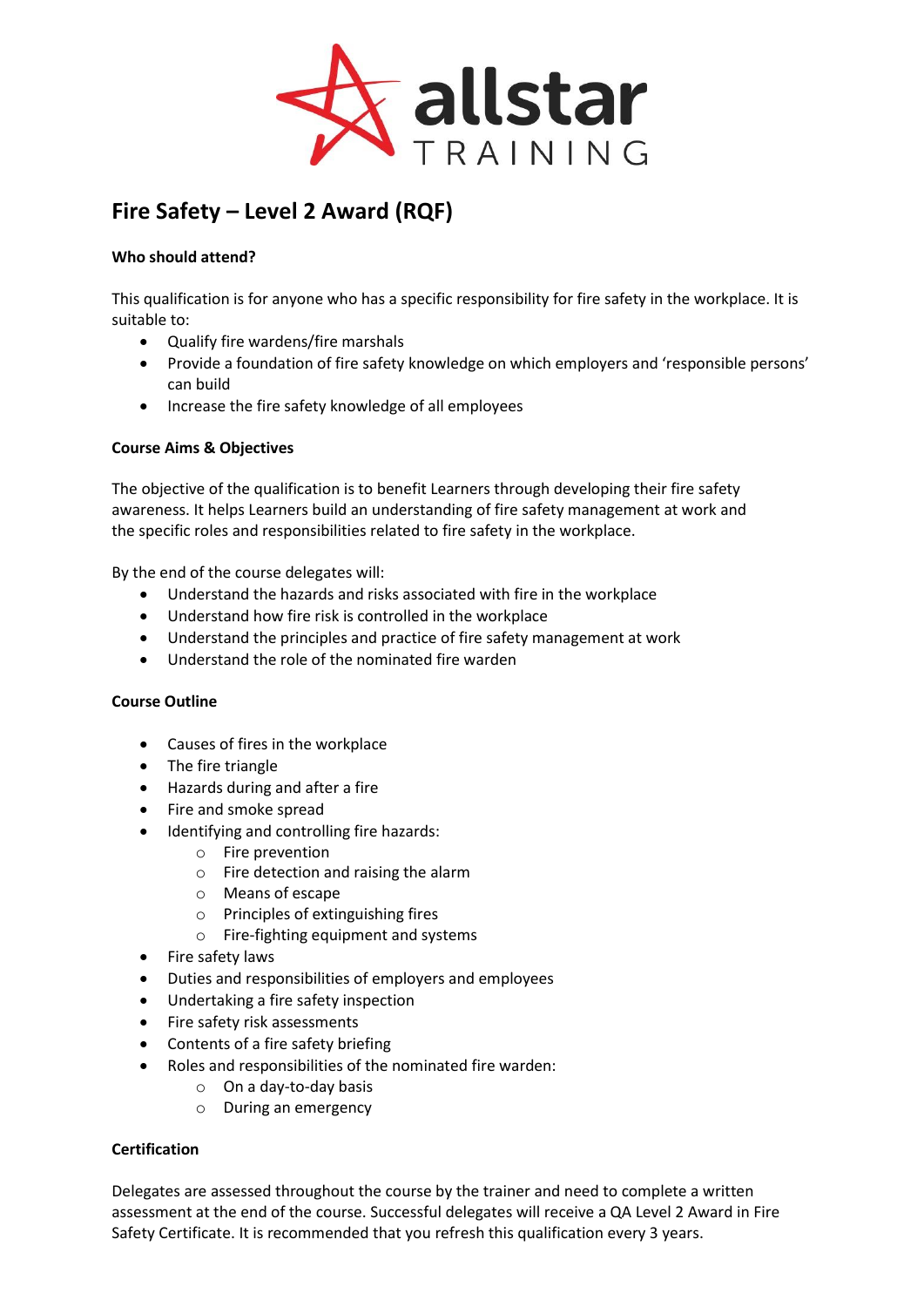# Fire Safety – Level 2 Award (RQF)

**Who should attend?**

This qualification is for anyone who has a specific responsibility for fire safety in the workplace. It is suitable to:

- Qualify fire wardens/fire marshals
- Provide a foundation of fire safety knowledge on which employers and 'responsible persons' can build
- Increase the fire safety knowledge of all employees

**Course Aims & Objectives**

The objective of the qualification is to benefit Learners through developing their fire safety awareness. It helps Learners build an understanding of fire safety management at work and the specific roles and responsibilities related to fire safety in the workplace.

By the end of the course delegates will:

- Understand the hazards and risks associated with fire in the workplace
- Understand how fire risk is controlled in the workplace
- Understand the principles and practice of fire safety management at work
- Understand the role of the nominated fire warden

**Course Outline**

- Causes of fires in the workplace
- The fire triangle
- Hazards during and after a fire
- Fire and smoke spread
- Identifying and controlling fire hazards:
    - Fire prevention
    - Fire detection and raising the alarm
    - Means of escape
    - Principles of extinguishing fires
    - Fire-fighting equipment and systems
- Fire safety laws
- Duties and responsibilities of employers and employees
- Undertaking a fire safety inspection
- Fire safety risk assessments
- Contents of a fire safety briefing
- Roles and responsibilities of the nominated fire warden:
    - On a day-to-day basis
    - During an emergency

**Certification**

Delegates are assessed throughout the course by the trainer and need to complete a written assessment at the end of the course. Successful delegates will receive a QA Level 2 Award in Fire Safety Certificate. It is recommended that you refresh this qualification every 3 years.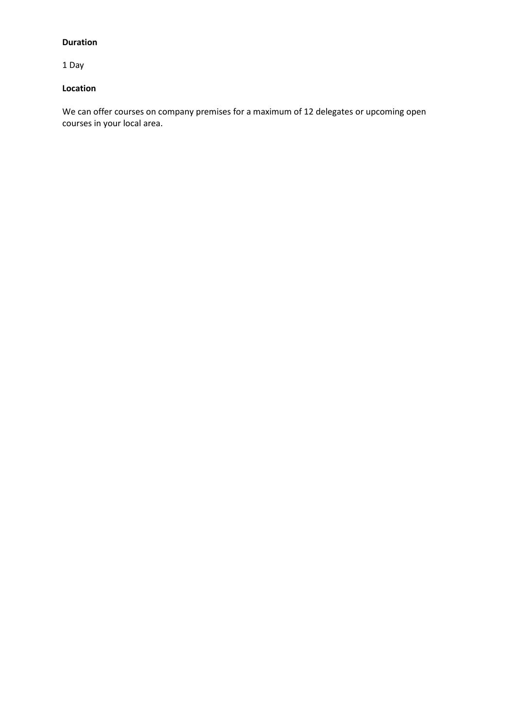**Duration**

1 Day

**Location**

We can offer courses on company premises for a maximum of 12 delegates or upcoming open courses in your local area.